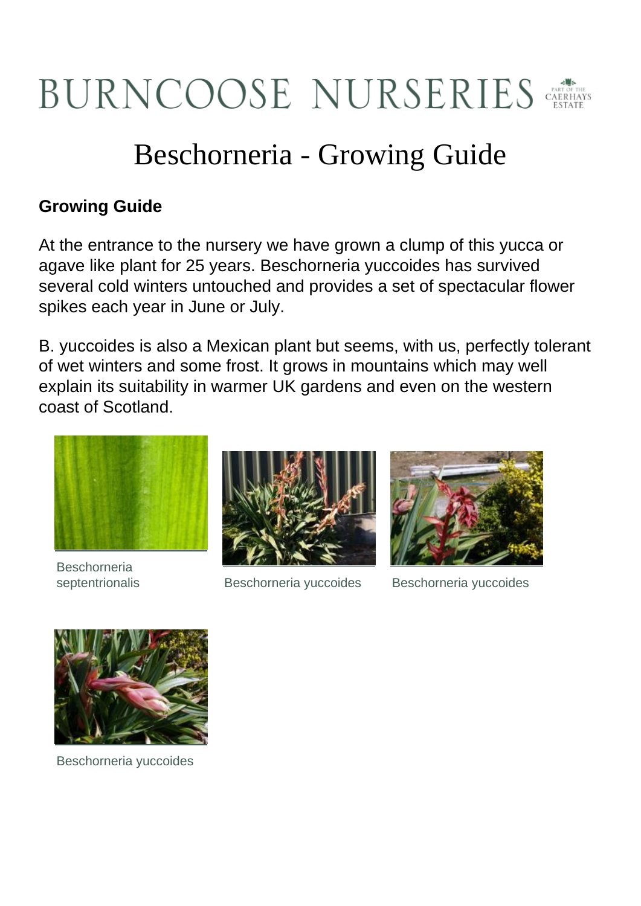# BURNCOOSE NURSERIES

PART OF THE CAERHAYS ESTATE

## Beschorneria - Growing Guide

### Growing Guide

At the entrance to the nursery we have grown a clump of this yucca or agave like plant for 25 years. Beschorneria yuccoides has survived several cold winters untouched and provides a set of spectacular flower spikes each year in June or July.

B. yuccoides is also a Mexican plant but seems, with us, perfectly tolerant of wet winters and some frost. It grows in mountains which may well explain its suitability in warmer UK gardens and even on the western coast of Scotland.

Beschorneria septentrionalis

Beschorneria yuccoides

Beschorneria yuccoides

Beschorneria yuccoides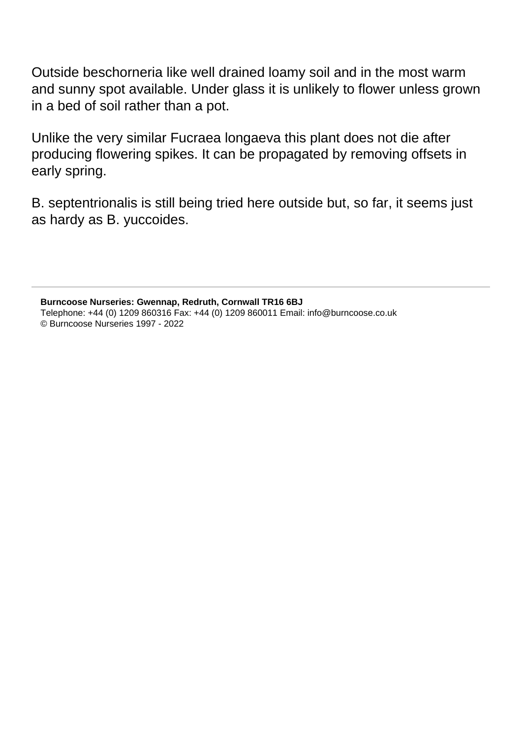Outside beschorneria like well drained loamy soil and in the most warm and sunny spot available. Under glass it is unlikely to flower unless grown in a bed of soil rather than a pot.

Unlike the very similar Fucraea longaeva this plant does not die after producing flowering spikes. It can be propagated by removing offsets in early spring.

B. septentrionalis is still being tried here outside but, so far, it seems just as hardy as B. yuccoides.

---

**Burncoose Nurseries: Gwennap, Redruth, Cornwall TR16 6BJ**
Telephone: +44 (0) 1209 860316 Fax: +44 (0) 1209 860011 Email: info@burncoose.co.uk
© Burncoose Nurseries 1997 - 2022